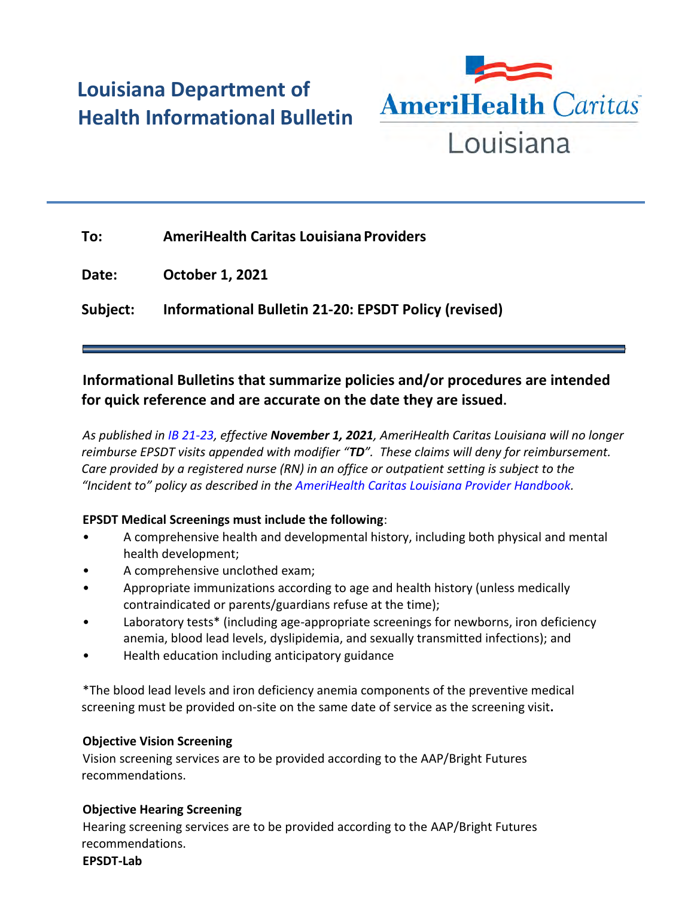# Louisiana Department of Health Informational Bulletin

AmeriHealth Caritas Louisiana

**To:** **AmeriHealth Caritas Louisiana Providers**

**Date:** **October 1, 2021**

**Subject:** **Informational Bulletin 21-20: EPSDT Policy (revised)**

---

**Informational Bulletins that summarize policies and/or procedures are intended for quick reference and are accurate on the date they are issued.**

*As published in IB 21-23, effective **November 1, 2021**, AmeriHealth Caritas Louisiana will no longer reimburse EPSDT visits appended with modifier "**TD**". These claims will deny for reimbursement. Care provided by a registered nurse (RN) in an office or outpatient setting is subject to the "Incident to" policy as described in the AmeriHealth Caritas Louisiana Provider Handbook.*

**EPSDT Medical Screenings must include the following**:

- A comprehensive health and developmental history, including both physical and mental health development;
- A comprehensive unclothed exam;
- Appropriate immunizations according to age and health history (unless medically contraindicated or parents/guardians refuse at the time);
- Laboratory tests* (including age-appropriate screenings for newborns, iron deficiency anemia, blood lead levels, dyslipidemia, and sexually transmitted infections); and
- Health education including anticipatory guidance

*The blood lead levels and iron deficiency anemia components of the preventive medical screening must be provided on-site on the same date of service as the screening visit**.**

**Objective Vision Screening**

Vision screening services are to be provided according to the AAP/Bright Futures recommendations.

**Objective Hearing Screening**

Hearing screening services are to be provided according to the AAP/Bright Futures recommendations.

**EPSDT-Lab**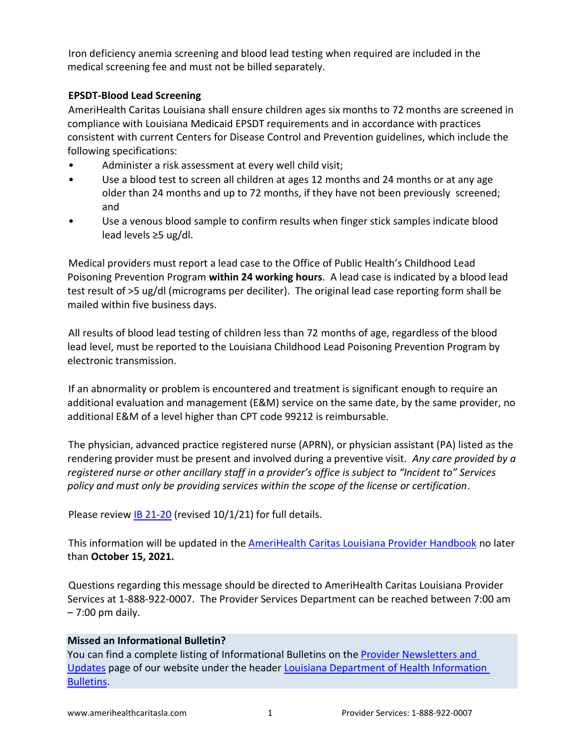Iron deficiency anemia screening and blood lead testing when required are included in the medical screening fee and must not be billed separately.

**EPSDT-Blood Lead Screening**

AmeriHealth Caritas Louisiana shall ensure children ages six months to 72 months are screened in compliance with Louisiana Medicaid EPSDT requirements and in accordance with practices consistent with current Centers for Disease Control and Prevention guidelines, which include the following specifications:

- Administer a risk assessment at every well child visit;
- Use a blood test to screen all children at ages 12 months and 24 months or at any age older than 24 months and up to 72 months, if they have not been previously screened; and
- Use a venous blood sample to confirm results when finger stick samples indicate blood lead levels ≥5 ug/dl.

Medical providers must report a lead case to the Office of Public Health's Childhood Lead Poisoning Prevention Program **within 24 working hours**. A lead case is indicated by a blood lead test result of >5 ug/dl (micrograms per deciliter). The original lead case reporting form shall be mailed within five business days.

All results of blood lead testing of children less than 72 months of age, regardless of the blood lead level, must be reported to the Louisiana Childhood Lead Poisoning Prevention Program by electronic transmission.

If an abnormality or problem is encountered and treatment is significant enough to require an additional evaluation and management (E&M) service on the same date, by the same provider, no additional E&M of a level higher than CPT code 99212 is reimbursable.

The physician, advanced practice registered nurse (APRN), or physician assistant (PA) listed as the rendering provider must be present and involved during a preventive visit. *Any care provided by a registered nurse or other ancillary staff in a provider's office is subject to "Incident to" Services policy and must only be providing services within the scope of the license or certification*.

Please review IB 21-20 (revised 10/1/21) for full details.

This information will be updated in the AmeriHealth Caritas Louisiana Provider Handbook no later than **October 15, 2021.**

Questions regarding this message should be directed to AmeriHealth Caritas Louisiana Provider Services at 1-888-922-0007. The Provider Services Department can be reached between 7:00 am – 7:00 pm daily.

**Missed an Informational Bulletin?**

You can find a complete listing of Informational Bulletins on the Provider Newsletters and Updates page of our website under the header Louisiana Department of Health Information Bulletins.